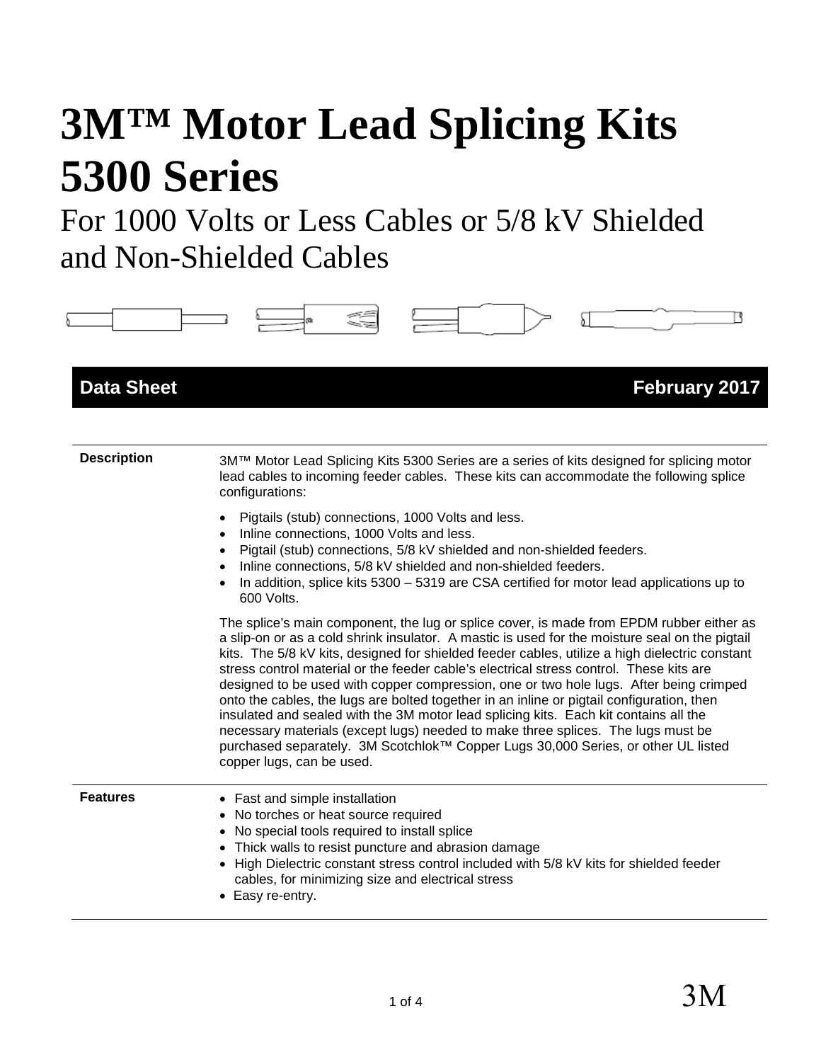# 3M™ Motor Lead Splicing Kits 5300 Series

For 1000 Volts or Less Cables or 5/8 kV Shielded and Non-Shielded Cables

**Data Sheet** **February 2017**

**Description**

3M™ Motor Lead Splicing Kits 5300 Series are a series of kits designed for splicing motor lead cables to incoming feeder cables. These kits can accommodate the following splice configurations:

- Pigtails (stub) connections, 1000 Volts and less.
- Inline connections, 1000 Volts and less.
- Pigtail (stub) connections, 5/8 kV shielded and non-shielded feeders.
- Inline connections, 5/8 kV shielded and non-shielded feeders.
- In addition, splice kits 5300 – 5319 are CSA certified for motor lead applications up to 600 Volts.

The splice's main component, the lug or splice cover, is made from EPDM rubber either as a slip-on or as a cold shrink insulator. A mastic is used for the moisture seal on the pigtail kits. The 5/8 kV kits, designed for shielded feeder cables, utilize a high dielectric constant stress control material or the feeder cable's electrical stress control. These kits are designed to be used with copper compression, one or two hole lugs. After being crimped onto the cables, the lugs are bolted together in an inline or pigtail configuration, then insulated and sealed with the 3M motor lead splicing kits. Each kit contains all the necessary materials (except lugs) needed to make three splices. The lugs must be purchased separately. 3M Scotchlok™ Copper Lugs 30,000 Series, or other UL listed copper lugs, can be used.

**Features**

- Fast and simple installation
- No torches or heat source required
- No special tools required to install splice
- Thick walls to resist puncture and abrasion damage
- High Dielectric constant stress control included with 5/8 kV kits for shielded feeder cables, for minimizing size and electrical stress
- Easy re-entry.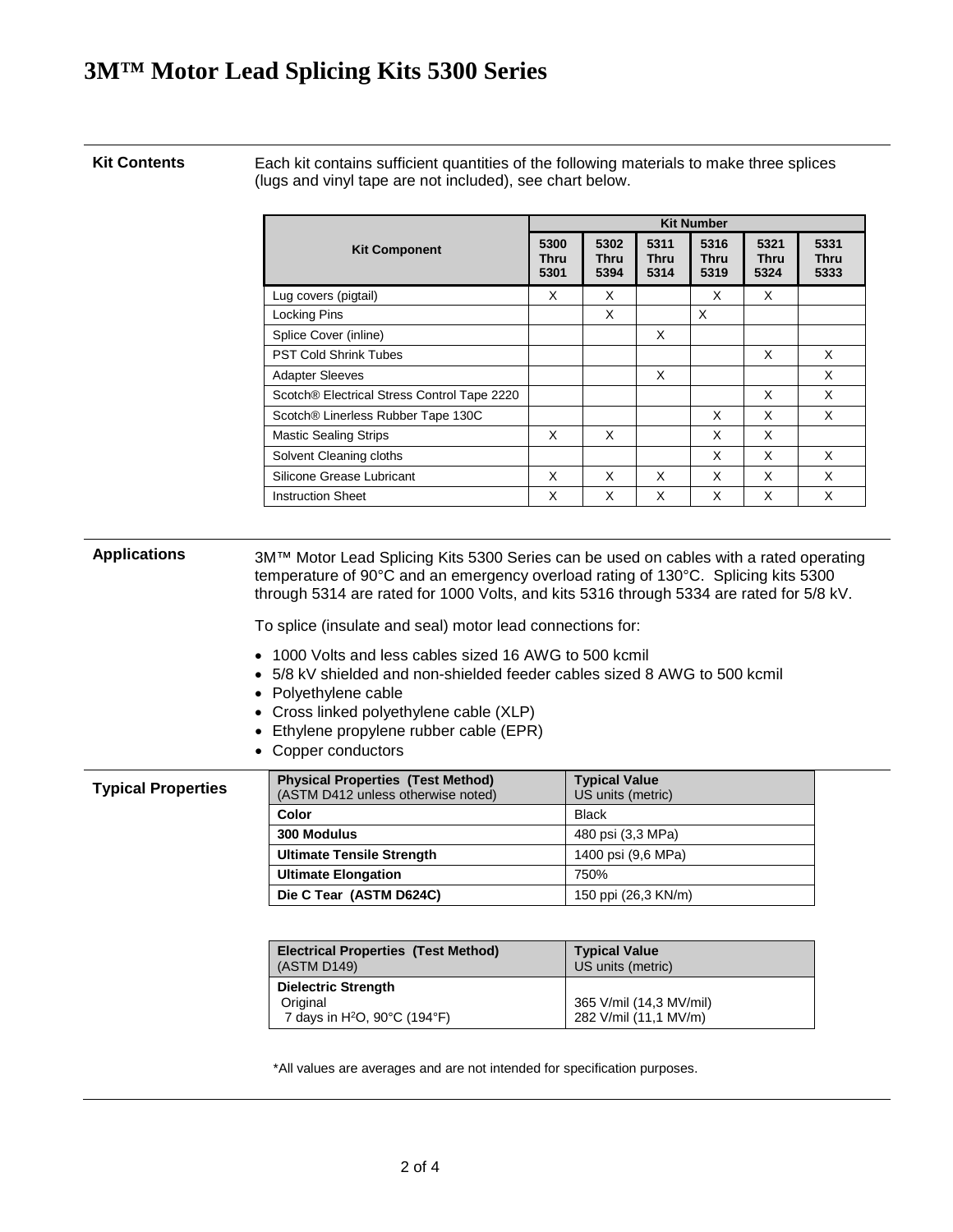# 3M™ Motor Lead Splicing Kits 5300 Series

## Kit Contents

Each kit contains sufficient quantities of the following materials to make three splices (lugs and vinyl tape are not included), see chart below.

| Kit Component | Kit Number | | | | | |
|---|---|---|---|---|---|---|
| | 5300 Thru 5301 | 5302 Thru 5394 | 5311 Thru 5314 | 5316 Thru 5319 | 5321 Thru 5324 | 5331 Thru 5333 |
| Lug covers (pigtail) | X | X | | X | X | |
| Locking Pins | | X | | X | | |
| Splice Cover (inline) | | | X | | | |
| PST Cold Shrink Tubes | | | | | X | X |
| Adapter Sleeves | | | X | | | X |
| Scotch® Electrical Stress Control Tape 2220 | | | | | X | X |
| Scotch® Linerless Rubber Tape 130C | | | | X | X | X |
| Mastic Sealing Strips | X | X | | X | X | |
| Solvent Cleaning cloths | | | | X | X | X |
| Silicone Grease Lubricant | X | X | X | X | X | X |
| Instruction Sheet | X | X | X | X | X | X |

## Applications

3M™ Motor Lead Splicing Kits 5300 Series can be used on cables with a rated operating temperature of 90°C and an emergency overload rating of 130°C. Splicing kits 5300 through 5314 are rated for 1000 Volts, and kits 5316 through 5334 are rated for 5/8 kV.

To splice (insulate and seal) motor lead connections for:

- 1000 Volts and less cables sized 16 AWG to 500 kcmil
- 5/8 kV shielded and non-shielded feeder cables sized 8 AWG to 500 kcmil
- Polyethylene cable
- Cross linked polyethylene cable (XLP)
- Ethylene propylene rubber cable (EPR)
- Copper conductors

## Typical Properties

| Physical Properties (Test Method) (ASTM D412 unless otherwise noted) | Typical Value US units (metric) |
|---|---|
| **Color** | Black |
| **300 Modulus** | 480 psi (3,3 MPa) |
| **Ultimate Tensile Strength** | 1400 psi (9,6 MPa) |
| **Ultimate Elongation** | 750% |
| **Die C Tear (ASTM D624C)** | 150 ppi (26,3 KN/m) |

| Electrical Properties (Test Method) (ASTM D149) | Typical Value US units (metric) |
|---|---|
| **Dielectric Strength** | |
| Original | 365 V/mil (14,3 MV/mil) |
| 7 days in $H^2O$, 90°C (194°F) | 282 V/mil (11,1 MV/m) |

*All values are averages and are not intended for specification purposes.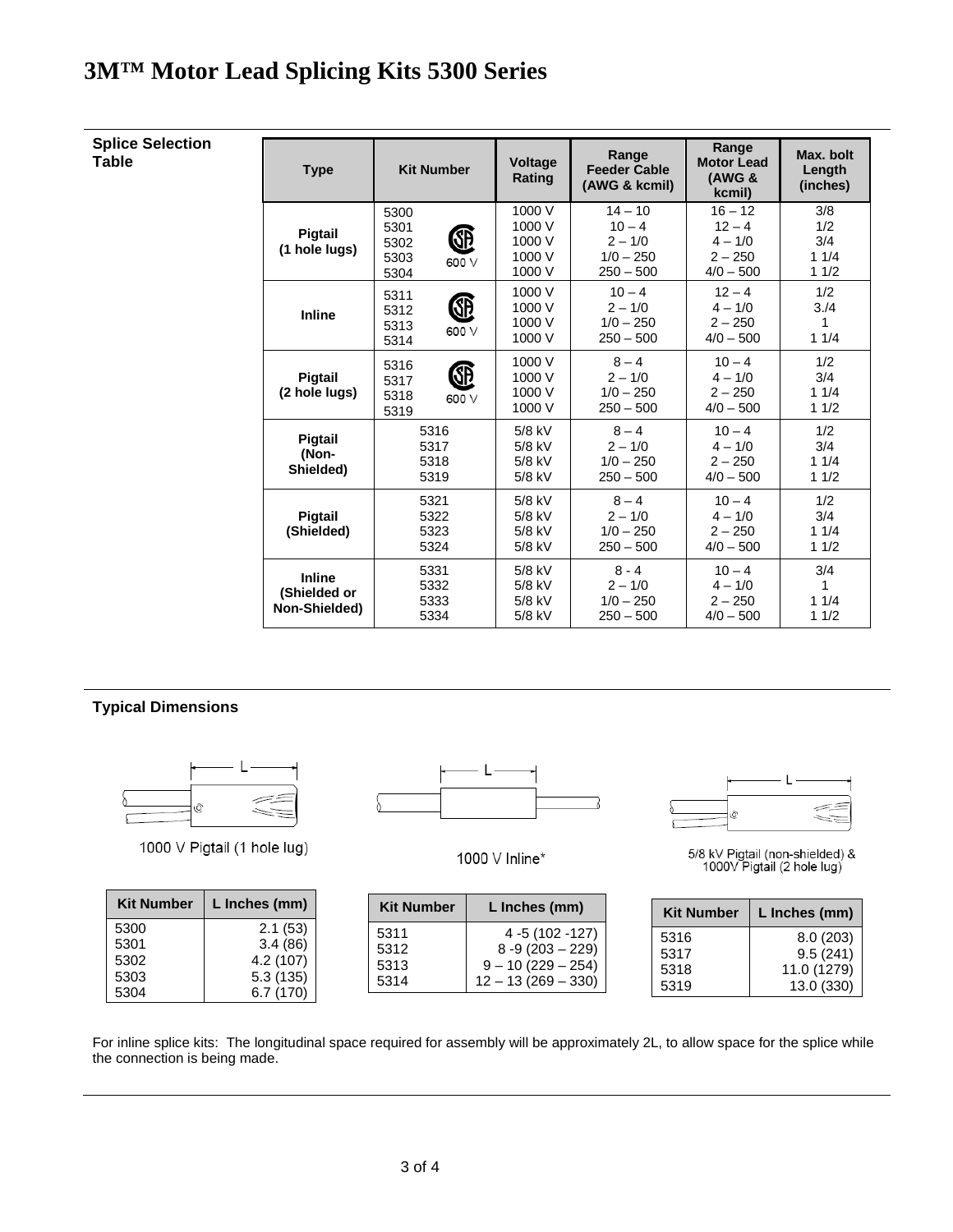# 3M™ Motor Lead Splicing Kits 5300 Series

## Splice Selection Table

| Type | Kit Number | Voltage Rating | Range Feeder Cable (AWG & kcmil) | Range Motor Lead (AWG & kcmil) | Max. bolt Length (inches) |
|---|---|---|---|---|---|
| Pigtail (1 hole lugs) | 5300<br>5301<br>5302<br>5303<br>5304<br>CSA 600 V | 1000 V<br>1000 V<br>1000 V<br>1000 V<br>1000 V | 14 – 10<br>10 – 4<br>2 – 1/0<br>1/0 – 250<br>250 – 500 | 16 – 12<br>12 – 4<br>4 – 1/0<br>2 – 250<br>4/0 – 500 | 3/8<br>1/2<br>3/4<br>1 1/4<br>1 1/2 |
| Inline | 5311<br>5312<br>5313<br>5314<br>CSA 600 V | 1000 V<br>1000 V<br>1000 V<br>1000 V | 10 – 4<br>2 – 1/0<br>1/0 – 250<br>250 – 500 | 12 – 4<br>4 – 1/0<br>2 – 250<br>4/0 – 500 | 1/2<br>3./4<br>1<br>1 1/4 |
| Pigtail (2 hole lugs) | 5316<br>5317<br>5318<br>5319<br>CSA 600 V | 1000 V<br>1000 V<br>1000 V<br>1000 V | 8 – 4<br>2 – 1/0<br>1/0 – 250<br>250 – 500 | 10 – 4<br>4 – 1/0<br>2 – 250<br>4/0 – 500 | 1/2<br>3/4<br>1 1/4<br>1 1/2 |
| Pigtail (Non-Shielded) | 5316<br>5317<br>5318<br>5319 | 5/8 kV<br>5/8 kV<br>5/8 kV<br>5/8 kV | 8 – 4<br>2 – 1/0<br>1/0 – 250<br>250 – 500 | 10 – 4<br>4 – 1/0<br>2 – 250<br>4/0 – 500 | 1/2<br>3/4<br>1 1/4<br>1 1/2 |
| Pigtail (Shielded) | 5321<br>5322<br>5323<br>5324 | 5/8 kV<br>5/8 kV<br>5/8 kV<br>5/8 kV | 8 – 4<br>2 – 1/0<br>1/0 – 250<br>250 – 500 | 10 – 4<br>4 – 1/0<br>2 – 250<br>4/0 – 500 | 1/2<br>3/4<br>1 1/4<br>1 1/2 |
| Inline (Shielded or Non-Shielded) | 5331<br>5332<br>5333<br>5334 | 5/8 kV<br>5/8 kV<br>5/8 kV<br>5/8 kV | 8 - 4<br>2 – 1/0<br>1/0 – 250<br>250 – 500 | 10 – 4<br>4 – 1/0<br>2 – 250<br>4/0 – 500 | 3/4<br>1<br>1 1/4<br>1 1/2 |

## Typical Dimensions

1000 V Pigtail (1 hole lug)

| Kit Number | L Inches (mm) |
|---|---|
| 5300 | 2.1 (53) |
| 5301 | 3.4 (86) |
| 5302 | 4.2 (107) |
| 5303 | 5.3 (135) |
| 5304 | 6.7 (170) |

1000 V Inline*

| Kit Number | L Inches (mm) |
|---|---|
| 5311 | 4 -5 (102 -127) |
| 5312 | 8 -9 (203 – 229) |
| 5313 | 9 – 10 (229 – 254) |
| 5314 | 12 – 13 (269 – 330) |

5/8 kV Pigtail (non-shielded) & 1000V Pigtail (2 hole lug)

| Kit Number | L Inches (mm) |
|---|---|
| 5316 | 8.0 (203) |
| 5317 | 9.5 (241) |
| 5318 | 11.0 (1279) |
| 5319 | 13.0 (330) |

For inline splice kits: The longitudinal space required for assembly will be approximately 2L, to allow space for the splice while the connection is being made.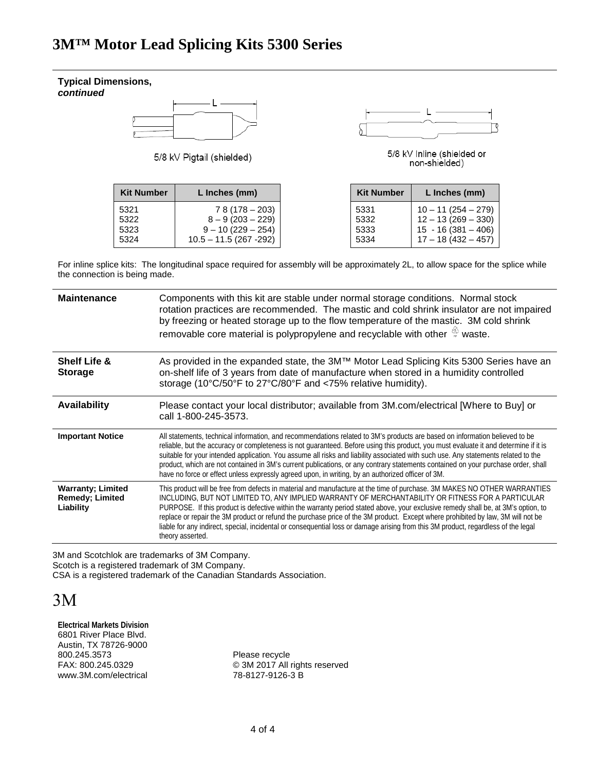# 3M™ Motor Lead Splicing Kits 5300 Series

**Typical Dimensions,** ***continued***

5/8 kV Pigtail (shielded)

| Kit Number | L Inches (mm) |
|---|---|
| 5321 | 7 8 (178 – 203) |
| 5322 | 8 – 9 (203 – 229) |
| 5323 | 9 – 10 (229 – 254) |
| 5324 | 10.5 – 11.5 (267 -292) |

5/8 kV Inline (shielded or non-shielded)

| Kit Number | L Inches (mm) |
|---|---|
| 5331 | 10 – 11 (254 – 279) |
| 5332 | 12 – 13 (269 – 330) |
| 5333 | 15 - 16 (381 – 406) |
| 5334 | 17 – 18 (432 – 457) |

For inline splice kits: The longitudinal space required for assembly will be approximately 2L, to allow space for the splice while the connection is being made.

| | |
|---|---|
| **Maintenance** | Components with this kit are stable under normal storage conditions. Normal stock rotation practices are recommended. The mastic and cold shrink insulator are not impaired by freezing or heated storage up to the flow temperature of the mastic. 3M cold shrink removable core material is polypropylene and recyclable with other ♳ waste. |
| **Shelf Life & Storage** | As provided in the expanded state, the 3M™ Motor Lead Splicing Kits 5300 Series have an on-shelf life of 3 years from date of manufacture when stored in a humidity controlled storage (10°C/50°F to 27°C/80°F and <75% relative humidity). |
| **Availability** | Please contact your local distributor; available from 3M.com/electrical [Where to Buy] or call 1-800-245-3573. |
| **Important Notice** | All statements, technical information, and recommendations related to 3M's products are based on information believed to be reliable, but the accuracy or completeness is not guaranteed. Before using this product, you must evaluate it and determine if it is suitable for your intended application. You assume all risks and liability associated with such use. Any statements related to the product, which are not contained in 3M's current publications, or any contrary statements contained on your purchase order, shall have no force or effect unless expressly agreed upon, in writing, by an authorized officer of 3M. |
| **Warranty; Limited Remedy; Limited Liability** | This product will be free from defects in material and manufacture at the time of purchase. 3M MAKES NO OTHER WARRANTIES INCLUDING, BUT NOT LIMITED TO, ANY IMPLIED WARRANTY OF MERCHANTABILITY OR FITNESS FOR A PARTICULAR PURPOSE. If this product is defective within the warranty period stated above, your exclusive remedy shall be, at 3M's option, to replace or repair the 3M product or refund the purchase price of the 3M product. Except where prohibited by law, 3M will not be liable for any indirect, special, incidental or consequential loss or damage arising from this 3M product, regardless of the legal theory asserted. |

3M and Scotchlok are trademarks of 3M Company.
Scotch is a registered trademark of 3M Company.
CSA is a registered trademark of the Canadian Standards Association.

3M

**Electrical Markets Division**
6801 River Place Blvd.
Austin, TX 78726-9000
800.245.3573
FAX: 800.245.0329
www.3M.com/electrical

Please recycle
© 3M 2017 All rights reserved
78-8127-9126-3 B